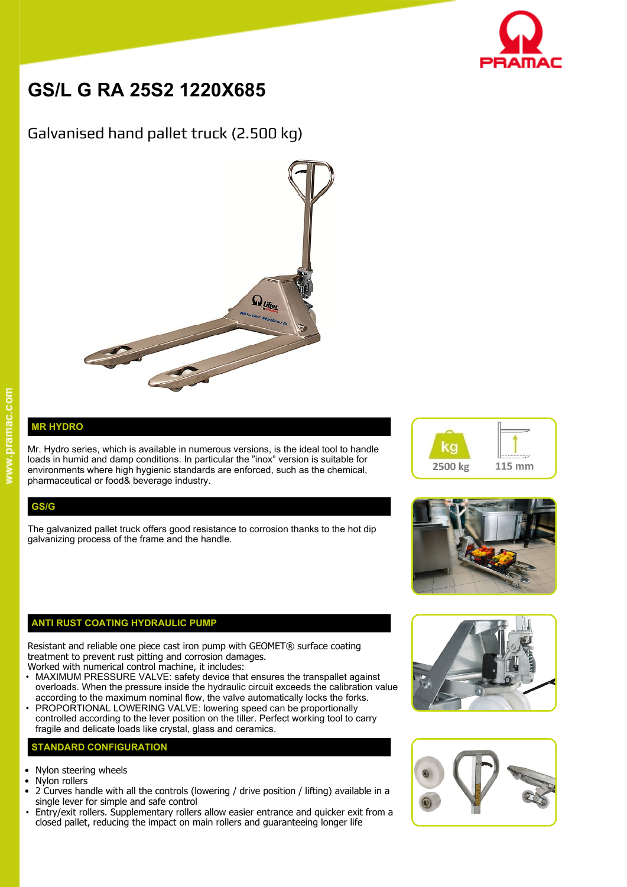# GS/L G RA 25S2 1220X685

## Galvanised hand pallet truck (2.500 kg)

2500 kg

115 mm

### MR HYDRO

Mr. Hydro series, which is available in numerous versions, is the ideal tool to handle loads in humid and damp conditions. In particular the "inox" version is suitable for environments where high hygienic standards are enforced, such as the chemical, pharmaceutical or food& beverage industry.

### GS/G

The galvanized pallet truck offers good resistance to corrosion thanks to the hot dip galvanizing process of the frame and the handle.

### ANTI RUST COATING HYDRAULIC PUMP

Resistant and reliable one piece cast iron pump with GEOMET® surface coating treatment to prevent rust pitting and corrosion damages.
Worked with numerical control machine, it includes:

- MAXIMUM PRESSURE VALVE: safety device that ensures the transpallet against overloads. When the pressure inside the hydraulic circuit exceeds the calibration value according to the maximum nominal flow, the valve automatically locks the forks.
- PROPORTIONAL LOWERING VALVE: lowering speed can be proportionally controlled according to the lever position on the tiller. Perfect working tool to carry fragile and delicate loads like crystal, glass and ceramics.

### STANDARD CONFIGURATION

- Nylon steering wheels
- Nylon rollers
- 2 Curves handle with all the controls (lowering / drive position / lifting) available in a single lever for simple and safe control
- Entry/exit rollers. Supplementary rollers allow easier entrance and quicker exit from a closed pallet, reducing the impact on main rollers and guaranteeing longer life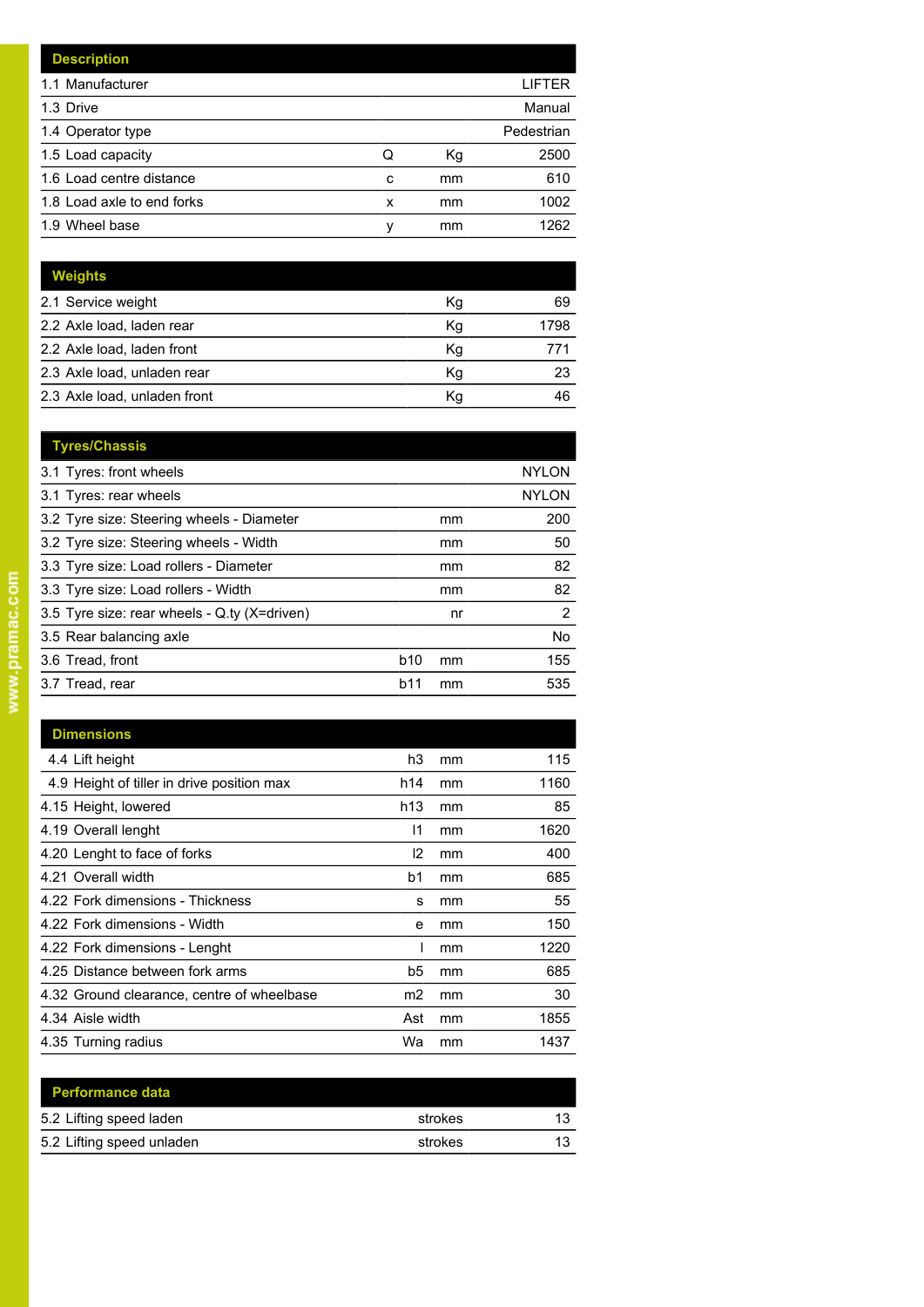| Description | | | |
|---|---|---|---|
| 1.1 Manufacturer | | | LIFTER |
| 1.3 Drive | | | Manual |
| 1.4 Operator type | | | Pedestrian |
| 1.5 Load capacity | Q | Kg | 2500 |
| 1.6 Load centre distance | c | mm | 610 |
| 1.8 Load axle to end forks | x | mm | 1002 |
| 1.9 Wheel base | y | mm | 1262 |

| Weights | | | |
|---|---|---|---|
| 2.1 Service weight | | Kg | 69 |
| 2.2 Axle load, laden rear | | Kg | 1798 |
| 2.2 Axle load, laden front | | Kg | 771 |
| 2.3 Axle load, unladen rear | | Kg | 23 |
| 2.3 Axle load, unladen front | | Kg | 46 |

| Tyres/Chassis | | | |
|---|---|---|---|
| 3.1 Tyres: front wheels | | | NYLON |
| 3.1 Tyres: rear wheels | | | NYLON |
| 3.2 Tyre size: Steering wheels - Diameter | | mm | 200 |
| 3.2 Tyre size: Steering wheels - Width | | mm | 50 |
| 3.3 Tyre size: Load rollers - Diameter | | mm | 82 |
| 3.3 Tyre size: Load rollers - Width | | mm | 82 |
| 3.5 Tyre size: rear wheels - Q.ty (X=driven) | | nr | 2 |
| 3.5 Rear balancing axle | | | No |
| 3.6 Tread, front | b10 | mm | 155 |
| 3.7 Tread, rear | b11 | mm | 535 |

| Dimensions | | | |
|---|---|---|---|
| 4.4 Lift height | h3 | mm | 115 |
| 4.9 Height of tiller in drive position max | h14 | mm | 1160 |
| 4.15 Height, lowered | h13 | mm | 85 |
| 4.19 Overall lenght | l1 | mm | 1620 |
| 4.20 Lenght to face of forks | l2 | mm | 400 |
| 4.21 Overall width | b1 | mm | 685 |
| 4.22 Fork dimensions - Thickness | s | mm | 55 |
| 4.22 Fork dimensions - Width | e | mm | 150 |
| 4.22 Fork dimensions - Lenght | l | mm | 1220 |
| 4.25 Distance between fork arms | b5 | mm | 685 |
| 4.32 Ground clearance, centre of wheelbase | m2 | mm | 30 |
| 4.34 Aisle width | Ast | mm | 1855 |
| 4.35 Turning radius | Wa | mm | 1437 |

| Performance data | | | |
|---|---|---|---|
| 5.2 Lifting speed laden | | strokes | 13 |
| 5.2 Lifting speed unladen | | strokes | 13 |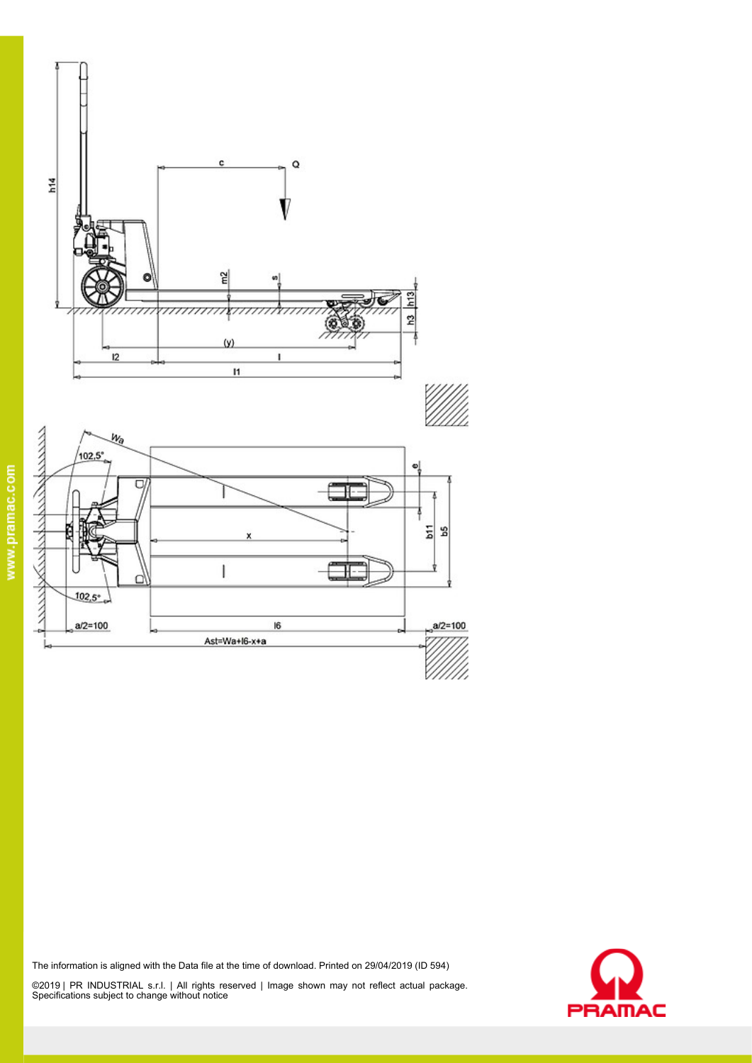h14

c

Q

m2

s

h13

h3

(y)

l2

l

l1

Wa

102,5°

e

x

b11

b5

102,5°

a/2=100

l6

a/2=100

Ast=Wa+l6-x+a

The information is aligned with the Data file at the time of download. Printed on 29/04/2019 (ID 594)

©2019 | PR INDUSTRIAL s.r.l. | All rights reserved | Image shown may not reflect actual package. Specifications subject to change without notice